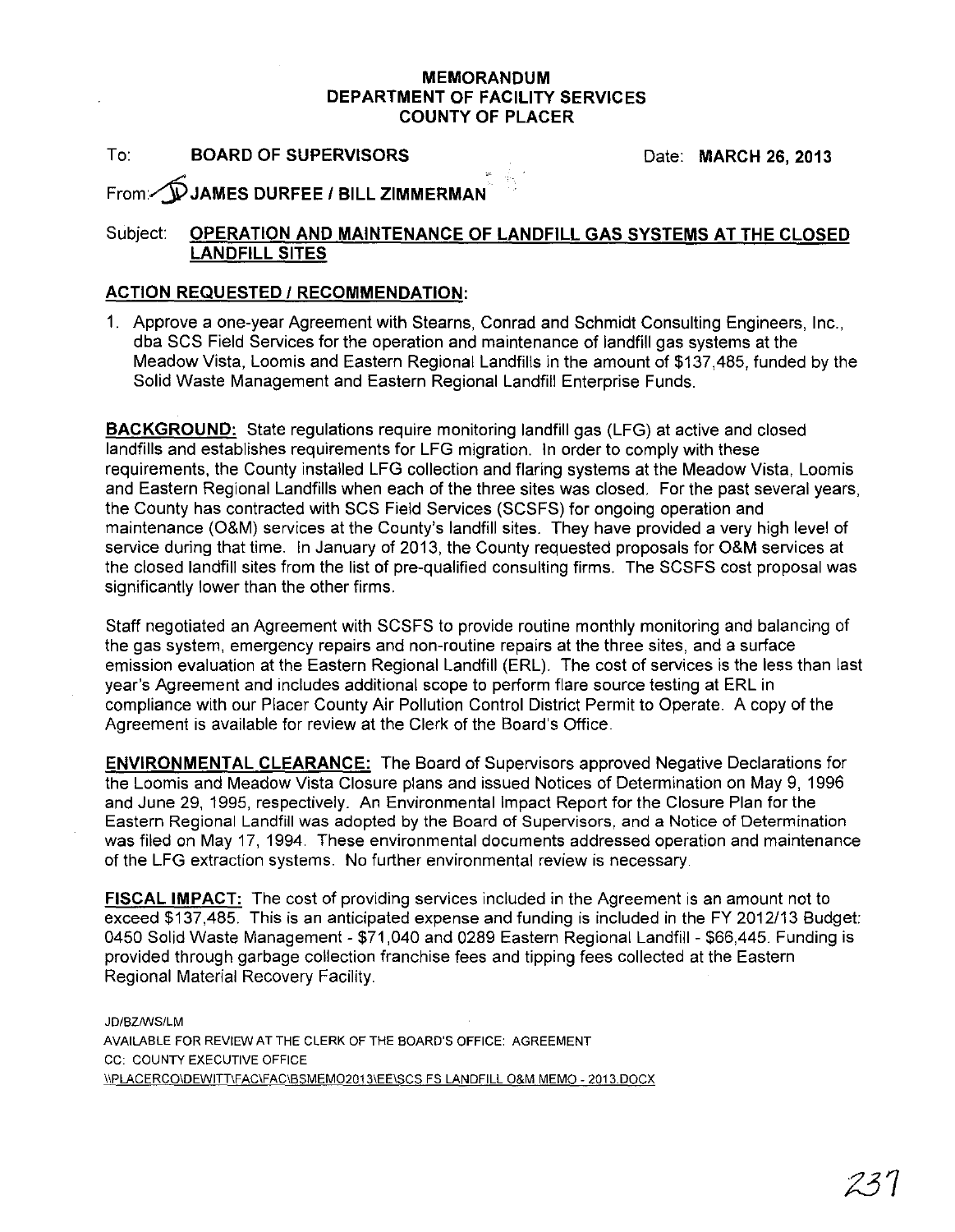# MEMORANDUM
# DEPARTMENT OF FACILITY SERVICES
# COUNTY OF PLACER

To: **BOARD OF SUPERVISORS** Date: **MARCH 26, 2013**

From: **JAMES DURFEE / BILL ZIMMERMAN**

Subject: **OPERATION AND MAINTENANCE OF LANDFILL GAS SYSTEMS AT THE CLOSED LANDFILL SITES**

## ACTION REQUESTED / RECOMMENDATION:

1. Approve a one-year Agreement with Stearns, Conrad and Schmidt Consulting Engineers, Inc., dba SCS Field Services for the operation and maintenance of landfill gas systems at the Meadow Vista, Loomis and Eastern Regional Landfills in the amount of $137,485, funded by the Solid Waste Management and Eastern Regional Landfill Enterprise Funds.

**BACKGROUND:** State regulations require monitoring landfill gas (LFG) at active and closed landfills and establishes requirements for LFG migration. In order to comply with these requirements, the County installed LFG collection and flaring systems at the Meadow Vista, Loomis and Eastern Regional Landfills when each of the three sites was closed. For the past several years, the County has contracted with SCS Field Services (SCSFS) for ongoing operation and maintenance (O&M) services at the County's landfill sites. They have provided a very high level of service during that time. In January of 2013, the County requested proposals for O&M services at the closed landfill sites from the list of pre-qualified consulting firms. The SCSFS cost proposal was significantly lower than the other firms.

Staff negotiated an Agreement with SCSFS to provide routine monthly monitoring and balancing of the gas system, emergency repairs and non-routine repairs at the three sites, and a surface emission evaluation at the Eastern Regional Landfill (ERL). The cost of services is the less than last year's Agreement and includes additional scope to perform flare source testing at ERL in compliance with our Placer County Air Pollution Control District Permit to Operate. A copy of the Agreement is available for review at the Clerk of the Board's Office.

**ENVIRONMENTAL CLEARANCE:** The Board of Supervisors approved Negative Declarations for the Loomis and Meadow Vista Closure plans and issued Notices of Determination on May 9, 1996 and June 29, 1995, respectively. An Environmental Impact Report for the Closure Plan for the Eastern Regional Landfill was adopted by the Board of Supervisors, and a Notice of Determination was filed on May 17, 1994. These environmental documents addressed operation and maintenance of the LFG extraction systems. No further environmental review is necessary.

**FISCAL IMPACT:** The cost of providing services included in the Agreement is an amount not to exceed $137,485. This is an anticipated expense and funding is included in the FY 2012/13 Budget: 0450 Solid Waste Management - $71,040 and 0289 Eastern Regional Landfill - $66,445. Funding is provided through garbage collection franchise fees and tipping fees collected at the Eastern Regional Material Recovery Facility.

JD/BZ/WS/LM
AVAILABLE FOR REVIEW AT THE CLERK OF THE BOARD'S OFFICE: AGREEMENT
CC: COUNTY EXECUTIVE OFFICE
\\PLACERCO\DEWITT\FAC\FAC\BSMEMO2013\EE\SCS FS LANDFILL O&M MEMO - 2013.DOCX